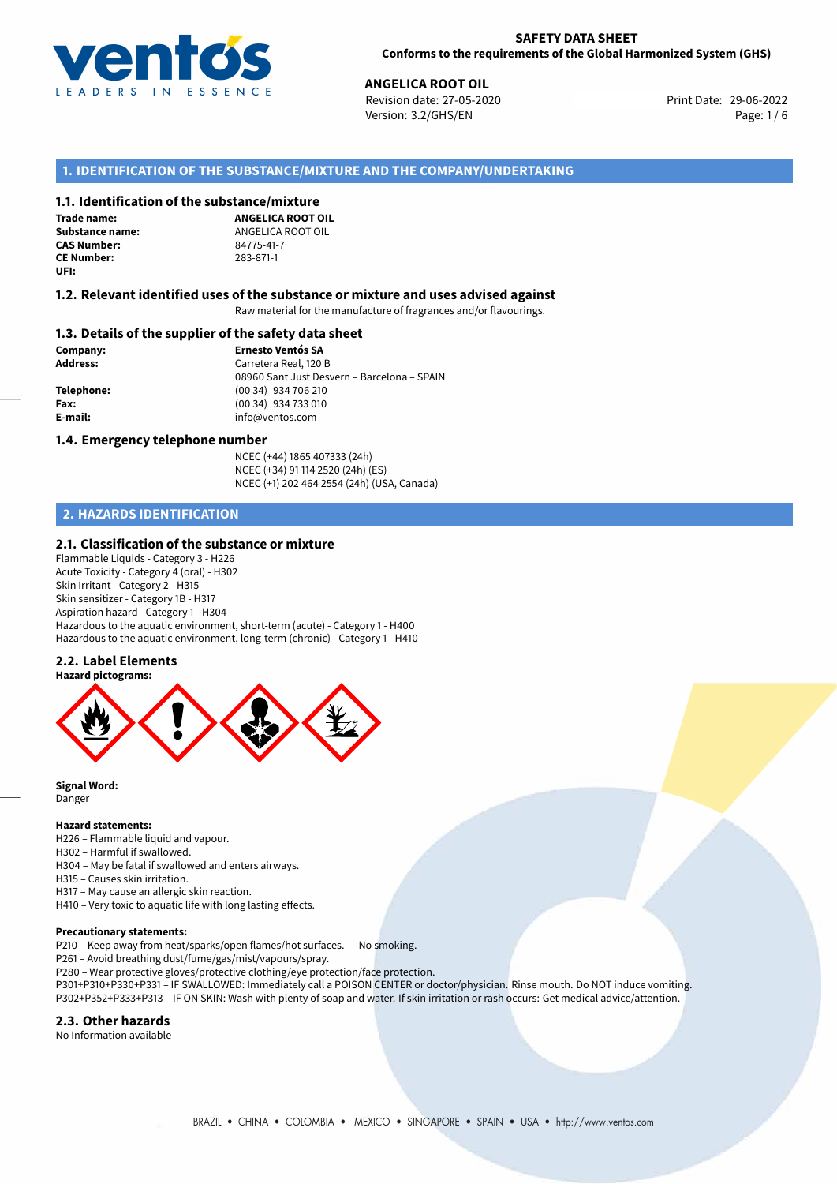**SAFETY DATA SHEET**
**Conforms to the requirements of the Global Harmonized System (GHS)**

**ANGELICA ROOT OIL**
Revision date: 27-05-2020
Version: 3.2/GHS/EN
Print Date: 29-06-2022

## 1. IDENTIFICATION OF THE SUBSTANCE/MIXTURE AND THE COMPANY/UNDERTAKING

### 1.1. Identification of the substance/mixture

| | |
|---|---|
| **Trade name:** | **ANGELICA ROOT OIL** |
| **Substance name:** | ANGELICA ROOT OIL |
| **CAS Number:** | 84775-41-7 |
| **CE Number:** | 283-871-1 |
| **UFI:** | |

### 1.2. Relevant identified uses of the substance or mixture and uses advised against

Raw material for the manufacture of fragrances and/or flavourings.

### 1.3. Details of the supplier of the safety data sheet

| | |
|---|---|
| **Company:** | **Ernesto Ventós SA** |
| **Address:** | Carretera Real, 120 B<br>08960 Sant Just Desvern – Barcelona – SPAIN |
| **Telephone:** | (00 34) 934 706 210 |
| **Fax:** | (00 34) 934 733 010 |
| **E-mail:** | info@ventos.com |

### 1.4. Emergency telephone number

NCEC (+44) 1865 407333 (24h)
NCEC (+34) 91 114 2520 (24h) (ES)
NCEC (+1) 202 464 2554 (24h) (USA, Canada)

## 2. HAZARDS IDENTIFICATION

### 2.1. Classification of the substance or mixture

Flammable Liquids - Category 3 - H226
Acute Toxicity - Category 4 (oral) - H302
Skin Irritant - Category 2 - H315
Skin sensitizer - Category 1B - H317
Aspiration hazard - Category 1 - H304
Hazardous to the aquatic environment, short-term (acute) - Category 1 - H400
Hazardous to the aquatic environment, long-term (chronic) - Category 1 - H410

### 2.2. Label Elements

**Hazard pictograms:**

**Signal Word:**
Danger

**Hazard statements:**
H226 – Flammable liquid and vapour.
H302 – Harmful if swallowed.
H304 – May be fatal if swallowed and enters airways.
H315 – Causes skin irritation.
H317 – May cause an allergic skin reaction.
H410 – Very toxic to aquatic life with long lasting effects.

**Precautionary statements:**
P210 – Keep away from heat/sparks/open flames/hot surfaces. — No smoking.
P261 – Avoid breathing dust/fume/gas/mist/vapours/spray.
P280 – Wear protective gloves/protective clothing/eye protection/face protection.
P301+P310+P330+P331 – IF SWALLOWED: Immediately call a POISON CENTER or doctor/physician. Rinse mouth. Do NOT induce vomiting.
P302+P352+P333+P313 – IF ON SKIN: Wash with plenty of soap and water. If skin irritation or rash occurs: Get medical advice/attention.

### 2.3. Other hazards

No Information available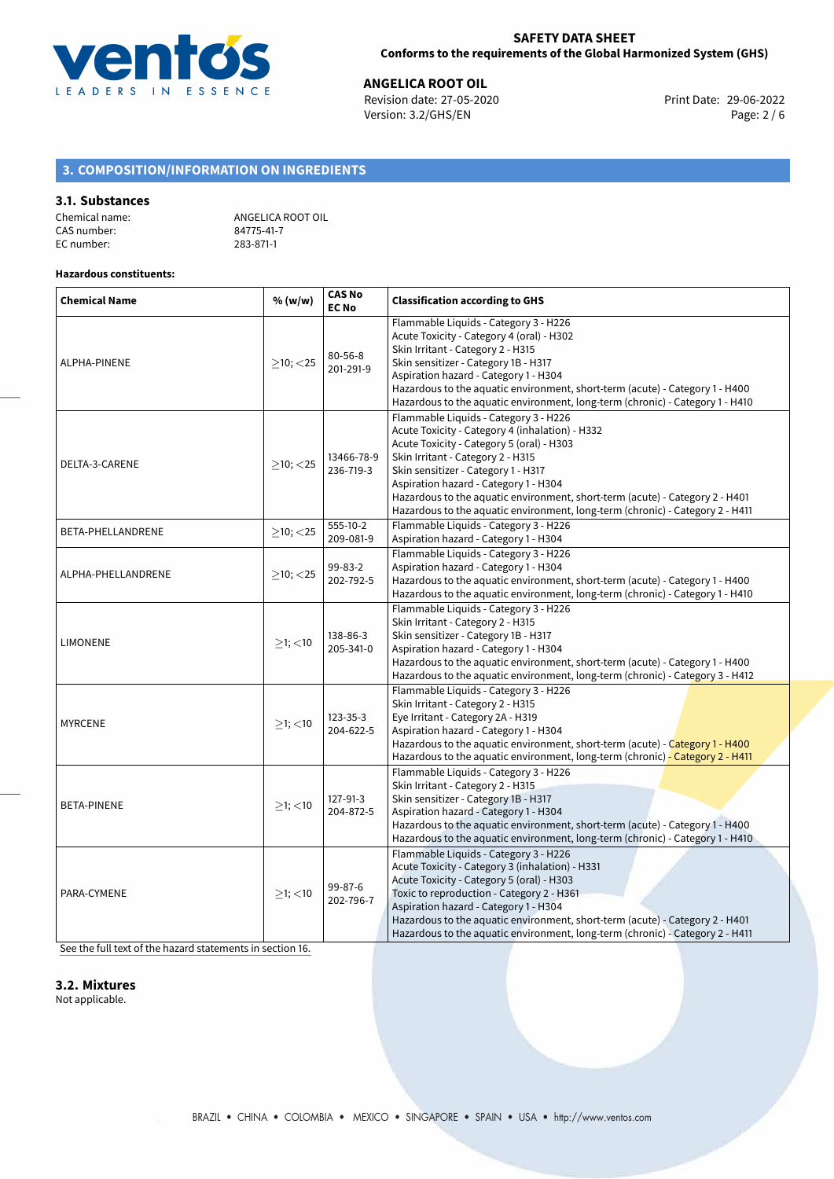## 3. COMPOSITION/INFORMATION ON INGREDIENTS

### 3.1. Substances

Chemical name: ANGELICA ROOT OIL
CAS number: 84775-41-7
EC number: 283-871-1

**Hazardous constituents:**

| Chemical Name | % (w/w) | CAS No EC No | Classification according to GHS |
|---|---|---|---|
| ALPHA-PINENE | ≥10; <25 | 80-56-8 201-291-9 | Flammable Liquids - Category 3 - H226<br>Acute Toxicity - Category 4 (oral) - H302<br>Skin Irritant - Category 2 - H315<br>Skin sensitizer - Category 1B - H317<br>Aspiration hazard - Category 1 - H304<br>Hazardous to the aquatic environment, short-term (acute) - Category 1 - H400<br>Hazardous to the aquatic environment, long-term (chronic) - Category 1 - H410 |
| DELTA-3-CARENE | ≥10; <25 | 13466-78-9 236-719-3 | Flammable Liquids - Category 3 - H226<br>Acute Toxicity - Category 4 (inhalation) - H332<br>Acute Toxicity - Category 5 (oral) - H303<br>Skin Irritant - Category 2 - H315<br>Skin sensitizer - Category 1 - H317<br>Aspiration hazard - Category 1 - H304<br>Hazardous to the aquatic environment, short-term (acute) - Category 2 - H401<br>Hazardous to the aquatic environment, long-term (chronic) - Category 2 - H411 |
| BETA-PHELLANDRENE | ≥10; <25 | 555-10-2 209-081-9 | Flammable Liquids - Category 3 - H226<br>Aspiration hazard - Category 1 - H304 |
| ALPHA-PHELLANDRENE | ≥10; <25 | 99-83-2 202-792-5 | Flammable Liquids - Category 3 - H226<br>Aspiration hazard - Category 1 - H304<br>Hazardous to the aquatic environment, short-term (acute) - Category 1 - H400<br>Hazardous to the aquatic environment, long-term (chronic) - Category 1 - H410 |
| LIMONENE | ≥1; <10 | 138-86-3 205-341-0 | Flammable Liquids - Category 3 - H226<br>Skin Irritant - Category 2 - H315<br>Skin sensitizer - Category 1B - H317<br>Aspiration hazard - Category 1 - H304<br>Hazardous to the aquatic environment, short-term (acute) - Category 1 - H400<br>Hazardous to the aquatic environment, long-term (chronic) - Category 3 - H412 |
| MYRCENE | ≥1; <10 | 123-35-3 204-622-5 | Flammable Liquids - Category 3 - H226<br>Skin Irritant - Category 2 - H315<br>Eye Irritant - Category 2A - H319<br>Aspiration hazard - Category 1 - H304<br>Hazardous to the aquatic environment, short-term (acute) - Category 1 - H400<br>Hazardous to the aquatic environment, long-term (chronic) - Category 2 - H411 |
| BETA-PINENE | ≥1; <10 | 127-91-3 204-872-5 | Flammable Liquids - Category 3 - H226<br>Skin Irritant - Category 2 - H315<br>Skin sensitizer - Category 1B - H317<br>Aspiration hazard - Category 1 - H304<br>Hazardous to the aquatic environment, short-term (acute) - Category 1 - H400<br>Hazardous to the aquatic environment, long-term (chronic) - Category 1 - H410 |
| PARA-CYMENE | ≥1; <10 | 99-87-6 202-796-7 | Flammable Liquids - Category 3 - H226<br>Acute Toxicity - Category 3 (inhalation) - H331<br>Acute Toxicity - Category 5 (oral) - H303<br>Toxic to reproduction - Category 2 - H361<br>Aspiration hazard - Category 1 - H304<br>Hazardous to the aquatic environment, short-term (acute) - Category 2 - H401<br>Hazardous to the aquatic environment, long-term (chronic) - Category 2 - H411 |

See the full text of the hazard statements in section 16.

### 3.2. Mixtures

Not applicable.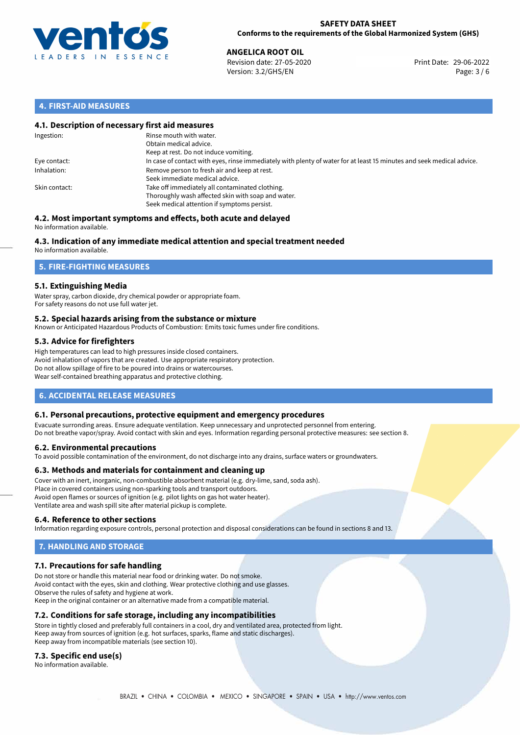## 4. FIRST-AID MEASURES

### 4.1. Description of necessary first aid measures

| | |
|---|---|
| Ingestion: | Rinse mouth with water.<br>Obtain medical advice.<br>Keep at rest. Do not induce vomiting. |
| Eye contact: | In case of contact with eyes, rinse immediately with plenty of water for at least 15 minutes and seek medical advice. |
| Inhalation: | Remove person to fresh air and keep at rest.<br>Seek immediate medical advice. |
| Skin contact: | Take off immediately all contaminated clothing.<br>Thoroughly wash affected skin with soap and water.<br>Seek medical attention if symptoms persist. |

### 4.2. Most important symptoms and effects, both acute and delayed

No information available.

### 4.3. Indication of any immediate medical attention and special treatment needed

No information available.

## 5. FIRE-FIGHTING MEASURES

### 5.1. Extinguishing Media

Water spray, carbon dioxide, dry chemical powder or appropriate foam.
For safety reasons do not use full water jet.

### 5.2. Special hazards arising from the substance or mixture

Known or Anticipated Hazardous Products of Combustion: Emits toxic fumes under fire conditions.

### 5.3. Advice for firefighters

High temperatures can lead to high pressures inside closed containers.
Avoid inhalation of vapors that are created. Use appropriate respiratory protection.
Do not allow spillage of fire to be poured into drains or watercourses.
Wear self-contained breathing apparatus and protective clothing.

## 6. ACCIDENTAL RELEASE MEASURES

### 6.1. Personal precautions, protective equipment and emergency procedures

Evacuate surronding areas. Ensure adequate ventilation. Keep unnecessary and unprotected personnel from entering.
Do not breathe vapor/spray. Avoid contact with skin and eyes. Information regarding personal protective measures: see section 8.

### 6.2. Environmental precautions

To avoid possible contamination of the environment, do not discharge into any drains, surface waters or groundwaters.

### 6.3. Methods and materials for containment and cleaning up

Cover with an inert, inorganic, non-combustible absorbent material (e.g. dry-lime, sand, soda ash).
Place in covered containers using non-sparking tools and transport outdoors.
Avoid open flames or sources of ignition (e.g. pilot lights on gas hot water heater).
Ventilate area and wash spill site after material pickup is complete.

### 6.4. Reference to other sections

Information regarding exposure controls, personal protection and disposal considerations can be found in sections 8 and 13.

## 7. HANDLING AND STORAGE

### 7.1. Precautions for safe handling

Do not store or handle this material near food or drinking water. Do not smoke.
Avoid contact with the eyes, skin and clothing. Wear protective clothing and use glasses.
Observe the rules of safety and hygiene at work.
Keep in the original container or an alternative made from a compatible material.

### 7.2. Conditions for safe storage, including any incompatibilities

Store in tightly closed and preferably full containers in a cool, dry and ventilated area, protected from light.
Keep away from sources of ignition (e.g. hot surfaces, sparks, flame and static discharges).
Keep away from incompatible materials (see section 10).

### 7.3. Specific end use(s)

No information available.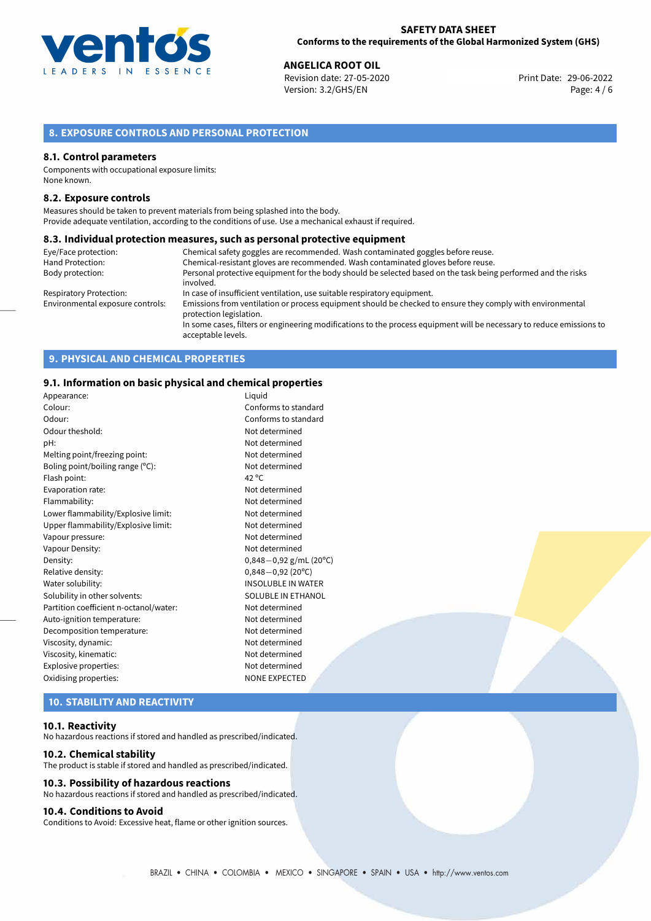## 8. EXPOSURE CONTROLS AND PERSONAL PROTECTION

### 8.1. Control parameters

Components with occupational exposure limits:
None known.

### 8.2. Exposure controls

Measures should be taken to prevent materials from being splashed into the body.
Provide adequate ventilation, according to the conditions of use. Use a mechanical exhaust if required.

### 8.3. Individual protection measures, such as personal protective equipment

| | |
|---|---|
| Eye/Face protection: | Chemical safety goggles are recommended. Wash contaminated goggles before reuse. |
| Hand Protection: | Chemical-resistant gloves are recommended. Wash contaminated gloves before reuse. |
| Body protection: | Personal protective equipment for the body should be selected based on the task being performed and the risks involved. |
| Respiratory Protection: | In case of insufficient ventilation, use suitable respiratory equipment. |
| Environmental exposure controls: | Emissions from ventilation or process equipment should be checked to ensure they comply with environmental protection legislation. In some cases, filters or engineering modifications to the process equipment will be necessary to reduce emissions to acceptable levels. |

## 9. PHYSICAL AND CHEMICAL PROPERTIES

### 9.1. Information on basic physical and chemical properties

| | |
|---|---|
| Appearance: | Liquid |
| Colour: | Conforms to standard |
| Odour: | Conforms to standard |
| Odour theshold: | Not determined |
| pH: | Not determined |
| Melting point/freezing point: | Not determined |
| Boling point/boiling range (°C): | Not determined |
| Flash point: | 42 °C |
| Evaporation rate: | Not determined |
| Flammability: | Not determined |
| Lower flammability/Explosive limit: | Not determined |
| Upper flammability/Explosive limit: | Not determined |
| Vapour pressure: | Not determined |
| Vapour Density: | Not determined |
| Density: | 0,848—0,92 g/mL (20°C) |
| Relative density: | 0,848—0,92 (20°C) |
| Water solubility: | INSOLUBLE IN WATER |
| Solubility in other solvents: | SOLUBLE IN ETHANOL |
| Partition coefficient n-octanol/water: | Not determined |
| Auto-ignition temperature: | Not determined |
| Decomposition temperature: | Not determined |
| Viscosity, dynamic: | Not determined |
| Viscosity, kinematic: | Not determined |
| Explosive properties: | Not determined |
| Oxidising properties: | NONE EXPECTED |

## 10. STABILITY AND REACTIVITY

### 10.1. Reactivity

No hazardous reactions if stored and handled as prescribed/indicated.

### 10.2. Chemical stability

The product is stable if stored and handled as prescribed/indicated.

### 10.3. Possibility of hazardous reactions

No hazardous reactions if stored and handled as prescribed/indicated.

### 10.4. Conditions to Avoid

Conditions to Avoid: Excessive heat, flame or other ignition sources.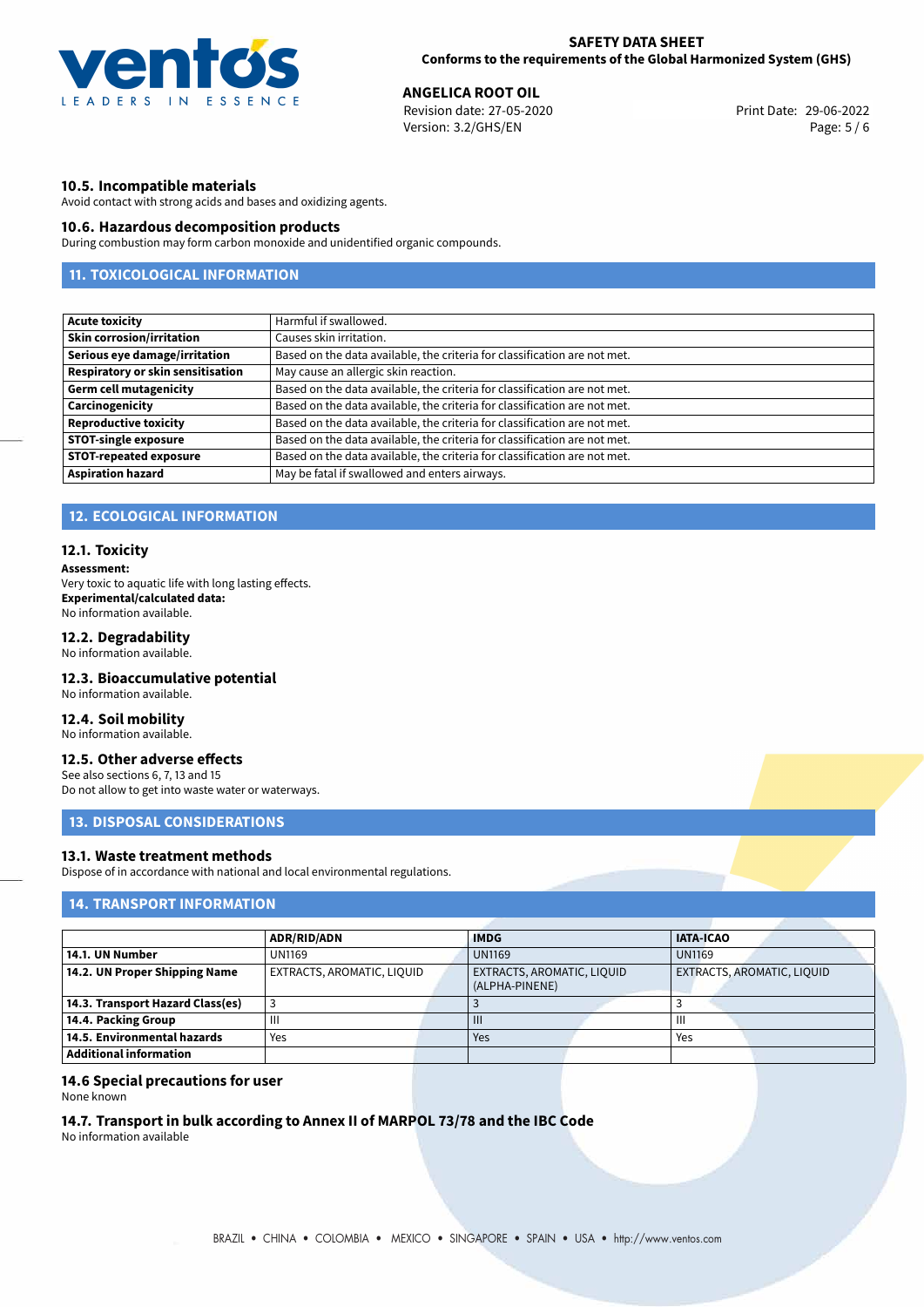### 10.5. Incompatible materials

Avoid contact with strong acids and bases and oxidizing agents.

### 10.6. Hazardous decomposition products

During combustion may form carbon monoxide and unidentified organic compounds.

## 11. TOXICOLOGICAL INFORMATION

| | |
|---|---|
| **Acute toxicity** | Harmful if swallowed. |
| **Skin corrosion/irritation** | Causes skin irritation. |
| **Serious eye damage/irritation** | Based on the data available, the criteria for classification are not met. |
| **Respiratory or skin sensitisation** | May cause an allergic skin reaction. |
| **Germ cell mutagenicity** | Based on the data available, the criteria for classification are not met. |
| **Carcinogenicity** | Based on the data available, the criteria for classification are not met. |
| **Reproductive toxicity** | Based on the data available, the criteria for classification are not met. |
| **STOT-single exposure** | Based on the data available, the criteria for classification are not met. |
| **STOT-repeated exposure** | Based on the data available, the criteria for classification are not met. |
| **Aspiration hazard** | May be fatal if swallowed and enters airways. |

## 12. ECOLOGICAL INFORMATION

### 12.1. Toxicity

**Assessment:**
Very toxic to aquatic life with long lasting effects.
**Experimental/calculated data:**
No information available.

### 12.2. Degradability

No information available.

### 12.3. Bioaccumulative potential

No information available.

### 12.4. Soil mobility

No information available.

### 12.5. Other adverse effects

See also sections 6, 7, 13 and 15
Do not allow to get into waste water or waterways.

## 13. DISPOSAL CONSIDERATIONS

### 13.1. Waste treatment methods

Dispose of in accordance with national and local environmental regulations.

## 14. TRANSPORT INFORMATION

| | ADR/RID/ADN | IMDG | IATA-ICAO |
|---|---|---|---|
| **14.1. UN Number** | UN1169 | UN1169 | UN1169 |
| **14.2. UN Proper Shipping Name** | EXTRACTS, AROMATIC, LIQUID | EXTRACTS, AROMATIC, LIQUID (ALPHA-PINENE) | EXTRACTS, AROMATIC, LIQUID |
| **14.3. Transport Hazard Class(es)** | 3 | 3 | 3 |
| **14.4. Packing Group** | III | III | III |
| **14.5. Environmental hazards** | Yes | Yes | Yes |
| **Additional information** | | | |

### 14.6 Special precautions for user

None known

### 14.7. Transport in bulk according to Annex II of MARPOL 73/78 and the IBC Code

No information available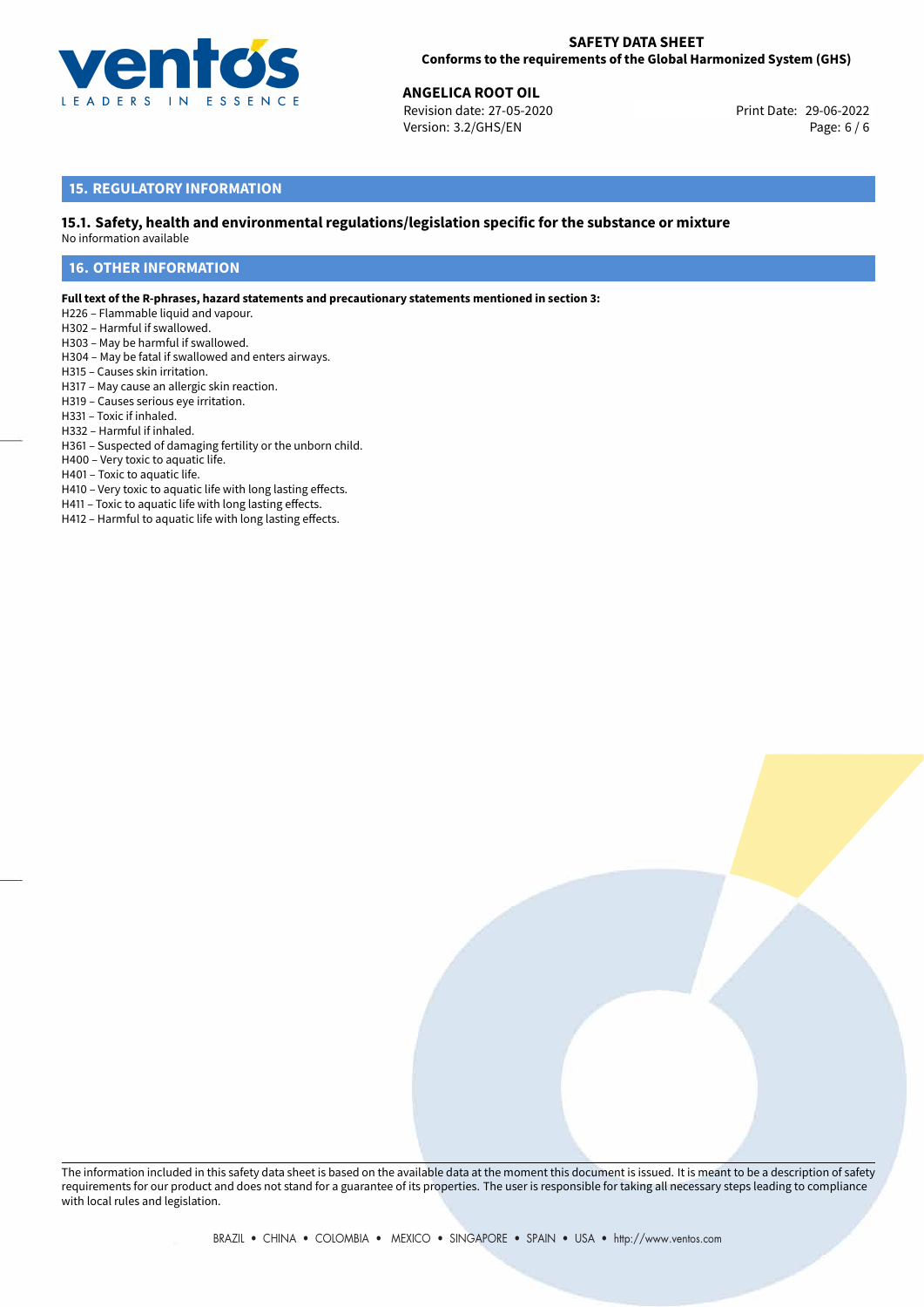## 15. REGULATORY INFORMATION

### 15.1. Safety, health and environmental regulations/legislation specific for the substance or mixture

No information available

## 16. OTHER INFORMATION

**Full text of the R-phrases, hazard statements and precautionary statements mentioned in section 3:**

H226 – Flammable liquid and vapour.
H302 – Harmful if swallowed.
H303 – May be harmful if swallowed.
H304 – May be fatal if swallowed and enters airways.
H315 – Causes skin irritation.
H317 – May cause an allergic skin reaction.
H319 – Causes serious eye irritation.
H331 – Toxic if inhaled.
H332 – Harmful if inhaled.
H361 – Suspected of damaging fertility or the unborn child.
H400 – Very toxic to aquatic life.
H401 – Toxic to aquatic life.
H410 – Very toxic to aquatic life with long lasting effects.
H411 – Toxic to aquatic life with long lasting effects.
H412 – Harmful to aquatic life with long lasting effects.

The information included in this safety data sheet is based on the available data at the moment this document is issued. It is meant to be a description of safety requirements for our product and does not stand for a guarantee of its properties. The user is responsible for taking all necessary steps leading to compliance with local rules and legislation.